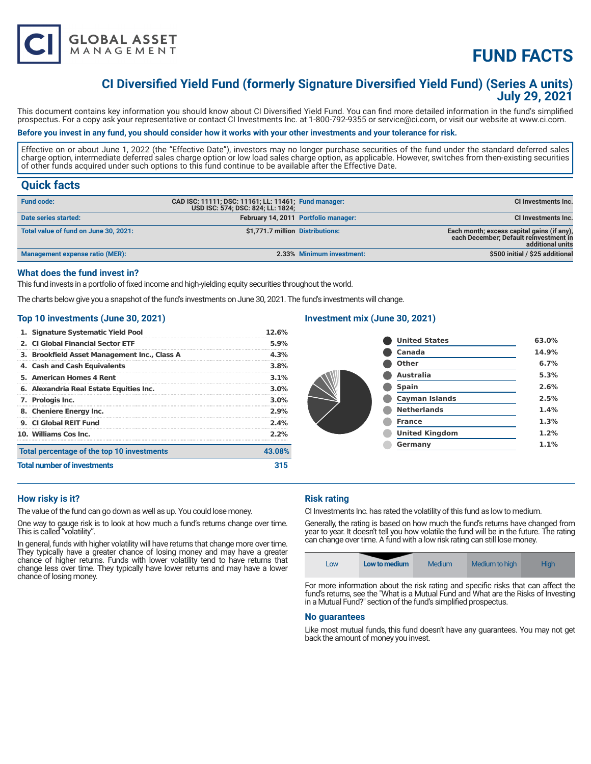# FUND FACTS

## CI Diversified Yield Fund (formerly Signature Diversified Yield Fund) (Series A units)
## July 29, 2021

This document contains key information you should know about CI Diversified Yield Fund. You can find more detailed information in the fund's simplified prospectus. For a copy ask your representative or contact CI Investments Inc. at 1-800-792-9355 or service@ci.com, or visit our website at www.ci.com.

**Before you invest in any fund, you should consider how it works with your other investments and your tolerance for risk.**

Effective on or about June 1, 2022 (the "Effective Date"), investors may no longer purchase securities of the fund under the standard deferred sales charge option, intermediate deferred sales charge option or low load sales charge option, as applicable. However, switches from then-existing securities of other funds acquired under such options to this fund continue to be available after the Effective Date.

## Quick facts

| | | | |
|---|---|---|---|
| **Fund code:** | **CAD ISC: 11111; DSC: 11161; LL: 11461; USD ISC: 574; DSC: 824; LL: 1824;** | **Fund manager:** | **CI Investments Inc.** |
| **Date series started:** | **February 14, 2011** | **Portfolio manager:** | **CI Investments Inc.** |
| **Total value of fund on June 30, 2021:** | **$1,771.7 million** | **Distributions:** | **Each month; excess capital gains (if any), each December; Default reinvestment in additional units** |
| **Management expense ratio (MER):** | **2.33%** | **Minimum investment:** | **$500 initial / $25 additional** |

### What does the fund invest in?

This fund invests in a portfolio of fixed income and high-yielding equity securities throughout the world.

The charts below give you a snapshot of the fund's investments on June 30, 2021. The fund's investments will change.

### Top 10 investments (June 30, 2021)

| | |
|---|---|
| 1. Signature Systematic Yield Pool | 12.6% |
| 2. CI Global Financial Sector ETF | 5.9% |
| 3. Brookfield Asset Management Inc., Class A | 4.3% |
| 4. Cash and Cash Equivalents | 3.8% |
| 5. American Homes 4 Rent | 3.1% |
| 6. Alexandria Real Estate Equities Inc. | 3.0% |
| 7. Prologis Inc. | 3.0% |
| 8. Cheniere Energy Inc. | 2.9% |
| 9. CI Global REIT Fund | 2.4% |
| 10. Williams Cos Inc. | 2.2% |
| **Total percentage of the top 10 investments** | **43.08%** |
| **Total number of investments** | **315** |

### Investment mix (June 30, 2021)

| | |
|---|---|
| United States | 63.0% |
| Canada | 14.9% |
| Other | 6.7% |
| Australia | 5.3% |
| Spain | 2.6% |
| Cayman Islands | 2.5% |
| Netherlands | 1.4% |
| France | 1.3% |
| United Kingdom | 1.2% |
| Germany | 1.1% |

### How risky is it?

The value of the fund can go down as well as up. You could lose money.

One way to gauge risk is to look at how much a fund's returns change over time. This is called "volatility".

In general, funds with higher volatility will have returns that change more over time. They typically have a greater chance of losing money and may have a greater chance of higher returns. Funds with lower volatility tend to have returns that change less over time. They typically have lower returns and may have a lower chance of losing money.

### Risk rating

CI Investments Inc. has rated the volatility of this fund as low to medium.

Generally, the rating is based on how much the fund's returns have changed from year to year. It doesn't tell you how volatile the fund will be in the future. The rating can change over time. A fund with a low risk rating can still lose money.

| Low | **Low to medium** | Medium | Medium to high | High |
|---|---|---|---|---|

For more information about the risk rating and specific risks that can affect the fund's returns, see the "What is a Mutual Fund and What are the Risks of Investing in a Mutual Fund?" section of the fund's simplified prospectus.

### No guarantees

Like most mutual funds, this fund doesn't have any guarantees. You may not get back the amount of money you invest.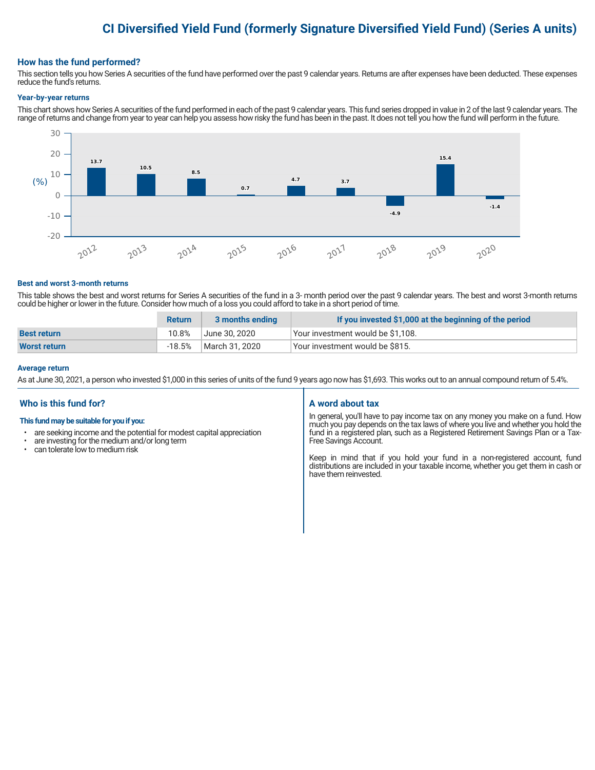# CI Diversified Yield Fund (formerly Signature Diversified Yield Fund) (Series A units)

## How has the fund performed?

This section tells you how Series A securities of the fund have performed over the past 9 calendar years. Returns are after expenses have been deducted. These expenses reduce the fund's returns.

### Year-by-year returns

This chart shows how Series A securities of the fund performed in each of the past 9 calendar years. This fund series dropped in value in 2 of the last 9 calendar years. The range of returns and change from year to year can help you assess how risky the fund has been in the past. It does not tell you how the fund will perform in the future.

| Year | Return (%) |
|---|---|
| 2012 | 13.7 |
| 2013 | 10.5 |
| 2014 | 8.5 |
| 2015 | 0.7 |
| 2016 | 4.7 |
| 2017 | 3.7 |
| 2018 | -4.9 |
| 2019 | 15.4 |
| 2020 | -1.4 |

### Best and worst 3-month returns

This table shows the best and worst returns for Series A securities of the fund in a 3- month period over the past 9 calendar years. The best and worst 3-month returns could be higher or lower in the future. Consider how much of a loss you could afford to take in a short period of time.

| | Return | 3 months ending | If you invested $1,000 at the beginning of the period |
|---|---|---|---|
| **Best return** | 10.8% | June 30, 2020 | Your investment would be $1,108. |
| **Worst return** | -18.5% | March 31, 2020 | Your investment would be $815. |

### Average return

As at June 30, 2021, a person who invested $1,000 in this series of units of the fund 9 years ago now has $1,693. This works out to an annual compound return of 5.4%.

## Who is this fund for?

**This fund may be suitable for you if you:**

- are seeking income and the potential for modest capital appreciation
- are investing for the medium and/or long term
- can tolerate low to medium risk

## A word about tax

In general, you'll have to pay income tax on any money you make on a fund. How much you pay depends on the tax laws of where you live and whether you hold the fund in a registered plan, such as a Registered Retirement Savings Plan or a Tax-Free Savings Account.

Keep in mind that if you hold your fund in a non-registered account, fund distributions are included in your taxable income, whether you get them in cash or have them reinvested.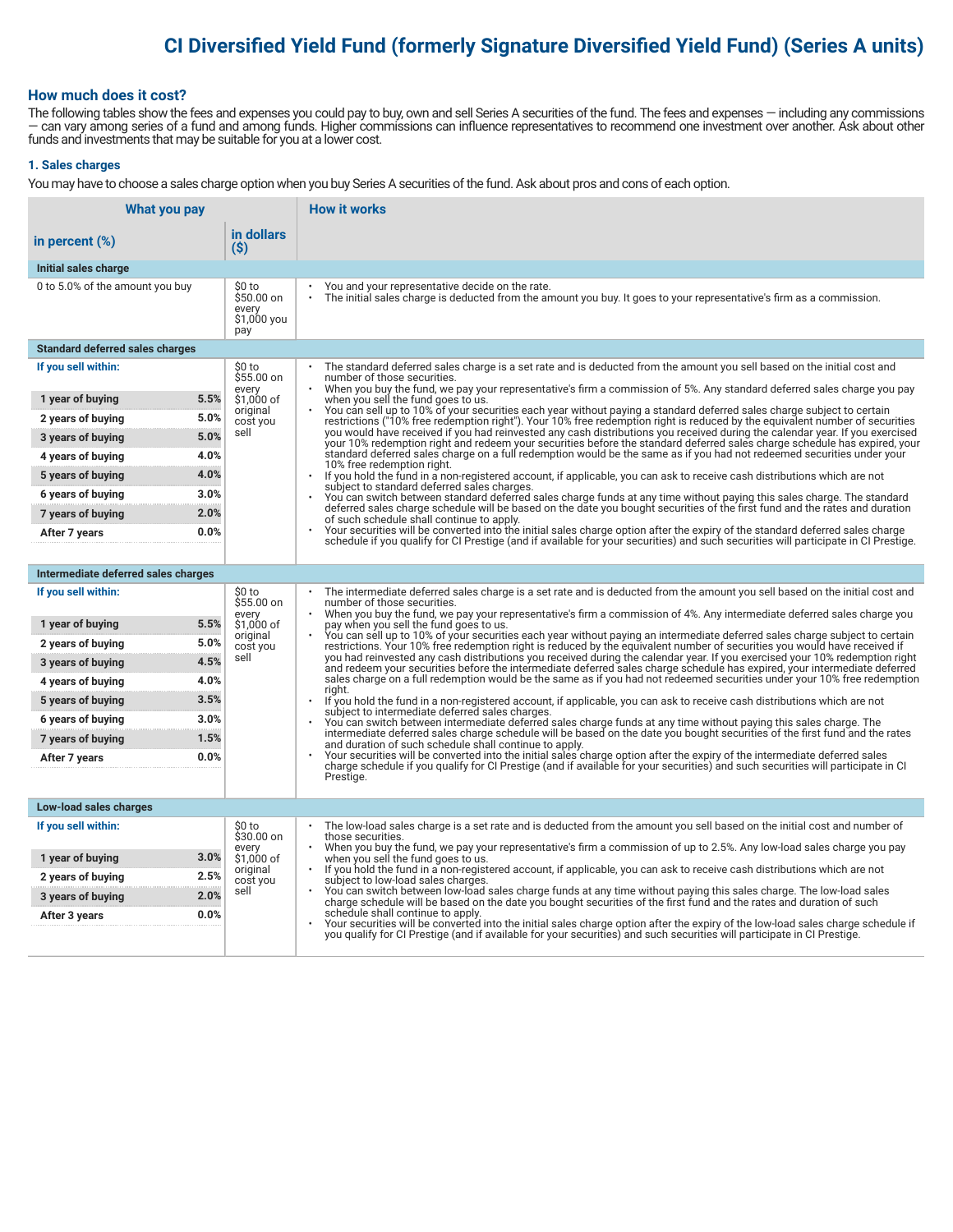# CI Diversified Yield Fund (formerly Signature Diversified Yield Fund) (Series A units)

## How much does it cost?

The following tables show the fees and expenses you could pay to buy, own and sell Series A securities of the fund. The fees and expenses — including any commissions — can vary among series of a fund and among funds. Higher commissions can influence representatives to recommend one investment over another. Ask about other funds and investments that may be suitable for you at a lower cost.

### 1. Sales charges

You may have to choose a sales charge option when you buy Series A securities of the fund. Ask about pros and cons of each option.

| What you pay in percent (%) | What you pay in dollars ($) | How it works |
|---|---|---|
| **Initial sales charge** | | |
| 0 to 5.0% of the amount you buy | $0 to $50.00 on every $1,000 you pay | • You and your representative decide on the rate.<br>• The initial sales charge is deducted from the amount you buy. It goes to your representative's firm as a commission. |
| **Standard deferred sales charges** | | |
| **If you sell within:**<br>1 year of buying 5.5%<br>2 years of buying 5.0%<br>3 years of buying 5.0%<br>4 years of buying 4.0%<br>5 years of buying 4.0%<br>6 years of buying 3.0%<br>7 years of buying 2.0%<br>After 7 years 0.0% | $0 to $55.00 on every $1,000 of original cost you sell | • The standard deferred sales charge is a set rate and is deducted from the amount you sell based on the initial cost and number of those securities.<br>• When you buy the fund, we pay your representative's firm a commission of 5%. Any standard deferred sales charge you pay when you sell the fund goes to us.<br>• You can sell up to 10% of your securities each year without paying a standard deferred sales charge subject to certain restrictions ("10% free redemption right"). Your 10% free redemption right is reduced by the equivalent number of securities you would have received if you had reinvested any cash distributions you received during the calendar year. If you exercised your 10% redemption right and redeem your securities before the standard deferred sales charge schedule has expired, your standard deferred sales charge on a full redemption would be the same as if you had not redeemed securities under your 10% free redemption right.<br>• If you hold the fund in a non-registered account, if applicable, you can ask to receive cash distributions which are not subject to standard deferred sales charges.<br>• You can switch between standard deferred sales charge funds at any time without paying this sales charge. The standard deferred sales charge schedule will be based on the date you bought securities of the first fund and the rates and duration of such schedule shall continue to apply.<br>• Your securities will be converted into the initial sales charge option after the expiry of the standard deferred sales charge schedule if you qualify for CI Prestige (and if available for your securities) and such securities will participate in CI Prestige. |
| **Intermediate deferred sales charges** | | |
| **If you sell within:**<br>1 year of buying 5.5%<br>2 years of buying 5.0%<br>3 years of buying 4.5%<br>4 years of buying 4.0%<br>5 years of buying 3.5%<br>6 years of buying 3.0%<br>7 years of buying 1.5%<br>After 7 years 0.0% | $0 to $55.00 on every $1,000 of original cost you sell | • The intermediate deferred sales charge is a set rate and is deducted from the amount you sell based on the initial cost and number of those securities.<br>• When you buy the fund, we pay your representative's firm a commission of 4%. Any intermediate deferred sales charge you pay when you sell the fund goes to us.<br>• You can sell up to 10% of your securities each year without paying an intermediate deferred sales charge subject to certain restrictions. Your 10% free redemption right is reduced by the equivalent number of securities you would have received if you had reinvested any cash distributions you received during the calendar year. If you exercised your 10% redemption right and redeem your securities before the intermediate deferred sales charge schedule has expired, your intermediate deferred sales charge on a full redemption would be the same as if you had not redeemed securities under your 10% free redemption right.<br>• If you hold the fund in a non-registered account, if applicable, you can ask to receive cash distributions which are not subject to intermediate deferred sales charges.<br>• You can switch between intermediate deferred sales charge funds at any time without paying this sales charge. The intermediate deferred sales charge schedule will be based on the date you bought securities of the first fund and the rates and duration of such schedule shall continue to apply.<br>• Your securities will be converted into the initial sales charge option after the expiry of the intermediate deferred sales charge schedule if you qualify for CI Prestige (and if available for your securities) and such securities will participate in CI Prestige. |
| **Low-load sales charges** | | |
| **If you sell within:**<br>1 year of buying 3.0%<br>2 years of buying 2.5%<br>3 years of buying 2.0%<br>After 3 years 0.0% | $0 to $30.00 on every $1,000 of original cost you sell | • The low-load sales charge is a set rate and is deducted from the amount you sell based on the initial cost and number of those securities.<br>• When you buy the fund, we pay your representative's firm a commission of up to 2.5%. Any low-load sales charge you pay when you sell the fund goes to us.<br>• If you hold the fund in a non-registered account, if applicable, you can ask to receive cash distributions which are not subject to low-load sales charges.<br>• You can switch between low-load sales charge funds at any time without paying this sales charge. The low-load sales charge schedule will be based on the date you bought securities of the first fund and the rates and duration of such schedule shall continue to apply.<br>• Your securities will be converted into the initial sales charge option after the expiry of the low-load sales charge schedule if you qualify for CI Prestige (and if available for your securities) and such securities will participate in CI Prestige. |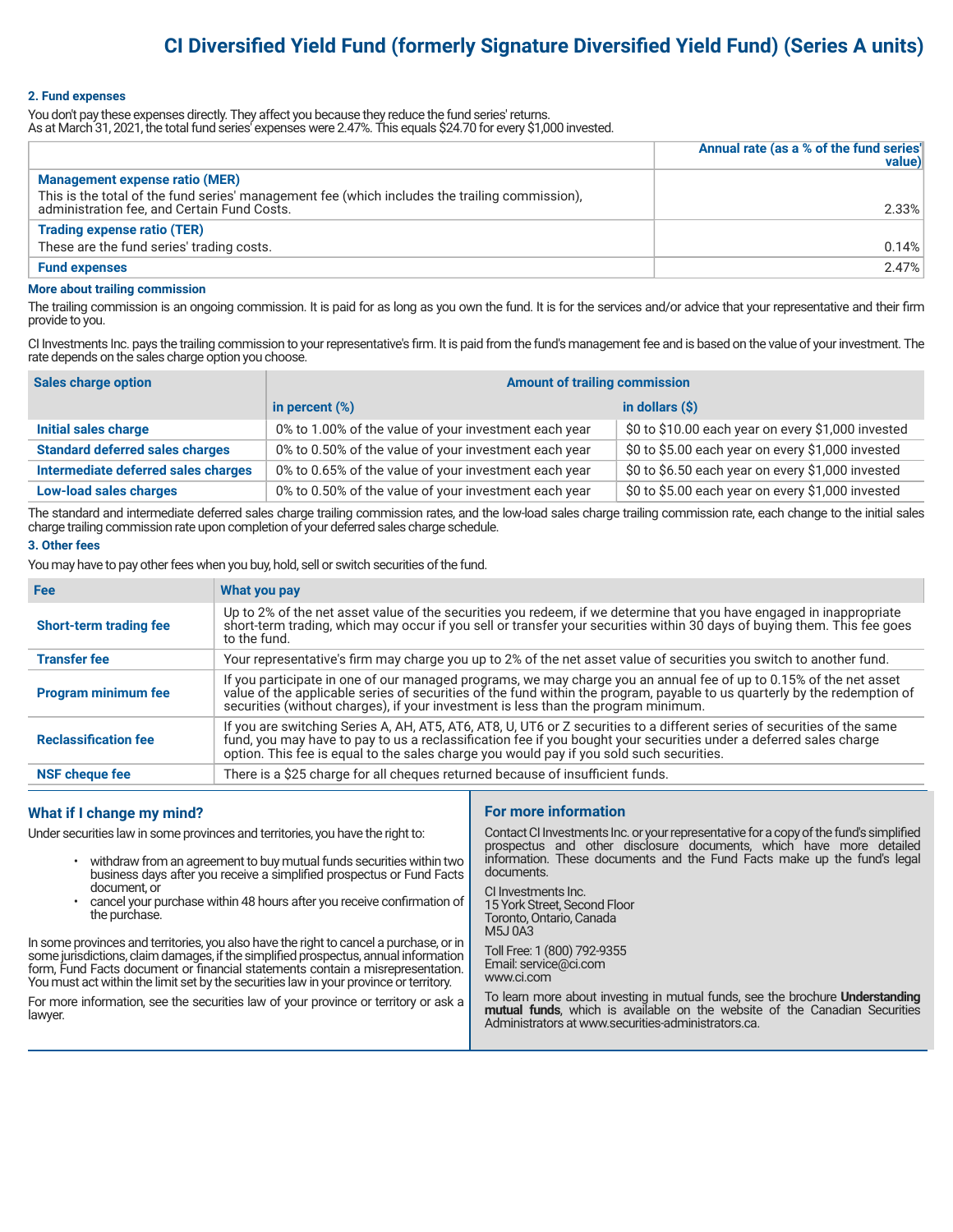# CI Diversified Yield Fund (formerly Signature Diversified Yield Fund) (Series A units)

### 2. Fund expenses

You don't pay these expenses directly. They affect you because they reduce the fund series' returns.
As at March 31, 2021, the total fund series' expenses were 2.47%. This equals $24.70 for every $1,000 invested.

| | Annual rate (as a % of the fund series' value) |
|---|---|
| **Management expense ratio (MER)** This is the total of the fund series' management fee (which includes the trailing commission), administration fee, and Certain Fund Costs. | 2.33% |
| **Trading expense ratio (TER)** These are the fund series' trading costs. | 0.14% |
| **Fund expenses** | 2.47% |

#### More about trailing commission

The trailing commission is an ongoing commission. It is paid for as long as you own the fund. It is for the services and/or advice that your representative and their firm provide to you.

CI Investments Inc. pays the trailing commission to your representative's firm. It is paid from the fund's management fee and is based on the value of your investment. The rate depends on the sales charge option you choose.

| Sales charge option | Amount of trailing commission | |
|---|---|---|
| | in percent (%) | in dollars ($) |
| **Initial sales charge** | 0% to 1.00% of the value of your investment each year | $0 to $10.00 each year on every $1,000 invested |
| **Standard deferred sales charges** | 0% to 0.50% of the value of your investment each year | $0 to $5.00 each year on every $1,000 invested |
| **Intermediate deferred sales charges** | 0% to 0.65% of the value of your investment each year | $0 to $6.50 each year on every $1,000 invested |
| **Low-load sales charges** | 0% to 0.50% of the value of your investment each year | $0 to $5.00 each year on every $1,000 invested |

The standard and intermediate deferred sales charge trailing commission rates, and the low-load sales charge trailing commission rate, each change to the initial sales charge trailing commission rate upon completion of your deferred sales charge schedule.

### 3. Other fees

You may have to pay other fees when you buy, hold, sell or switch securities of the fund.

| Fee | What you pay |
|---|---|
| **Short-term trading fee** | Up to 2% of the net asset value of the securities you redeem, if we determine that you have engaged in inappropriate short-term trading, which may occur if you sell or transfer your securities within 30 days of buying them. This fee goes to the fund. |
| **Transfer fee** | Your representative's firm may charge you up to 2% of the net asset value of securities you switch to another fund. |
| **Program minimum fee** | If you participate in one of our managed programs, we may charge you an annual fee of up to 0.15% of the net asset value of the applicable series of securities of the fund within the program, payable to us quarterly by the redemption of securities (without charges), if your investment is less than the program minimum. |
| **Reclassification fee** | If you are switching Series A, AH, AT5, AT6, AT8, U, UT6 or Z securities to a different series of securities of the same fund, you may have to pay to us a reclassification fee if you bought your securities under a deferred sales charge option. This fee is equal to the sales charge you would pay if you sold such securities. |
| **NSF cheque fee** | There is a $25 charge for all cheques returned because of insufficient funds. |

## What if I change my mind?

Under securities law in some provinces and territories, you have the right to:

- withdraw from an agreement to buy mutual funds securities within two business days after you receive a simplified prospectus or Fund Facts document, or
- cancel your purchase within 48 hours after you receive confirmation of the purchase.

In some provinces and territories, you also have the right to cancel a purchase, or in some jurisdictions, claim damages, if the simplified prospectus, annual information form, Fund Facts document or financial statements contain a misrepresentation. You must act within the limit set by the securities law in your province or territory.

For more information, see the securities law of your province or territory or ask a lawyer.

## For more information

Contact CI Investments Inc. or your representative for a copy of the fund's simplified prospectus and other disclosure documents, which have more detailed information. These documents and the Fund Facts make up the fund's legal documents.

CI Investments Inc.
15 York Street, Second Floor
Toronto, Ontario, Canada
M5J 0A3

Toll Free: 1 (800) 792-9355
Email: service@ci.com
www.ci.com

To learn more about investing in mutual funds, see the brochure **Understanding mutual funds**, which is available on the website of the Canadian Securities Administrators at www.securities-administrators.ca.